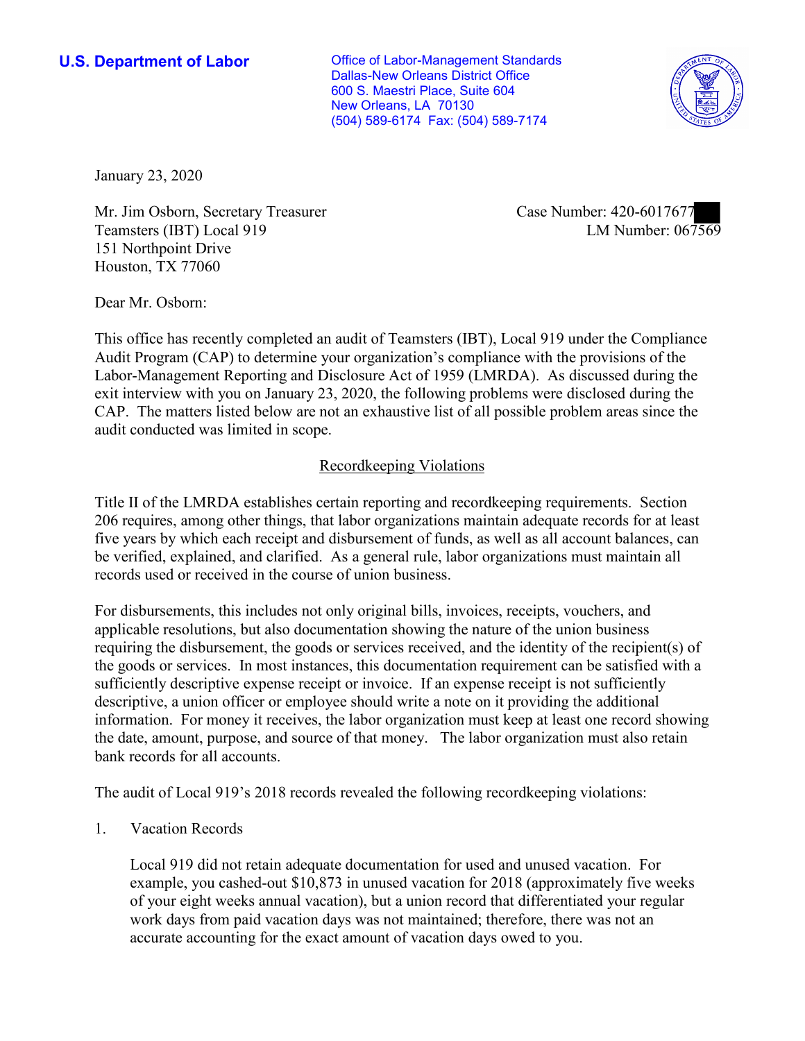**U.S. Department of Labor**

Office of Labor-Management Standards
Dallas-New Orleans District Office
600 S. Maestri Place, Suite 604
New Orleans, LA 70130
(504) 589-6174 Fax: (504) 589-7174

January 23, 2020

Mr. Jim Osborn, Secretary Treasurer
Teamsters (IBT) Local 919
151 Northpoint Drive
Houston, TX 77060

Case Number: 420-6017677
LM Number: 067569

Dear Mr. Osborn:

This office has recently completed an audit of Teamsters (IBT), Local 919 under the Compliance Audit Program (CAP) to determine your organization's compliance with the provisions of the Labor-Management Reporting and Disclosure Act of 1959 (LMRDA). As discussed during the exit interview with you on January 23, 2020, the following problems were disclosed during the CAP. The matters listed below are not an exhaustive list of all possible problem areas since the audit conducted was limited in scope.

## Recordkeeping Violations

Title II of the LMRDA establishes certain reporting and recordkeeping requirements. Section 206 requires, among other things, that labor organizations maintain adequate records for at least five years by which each receipt and disbursement of funds, as well as all account balances, can be verified, explained, and clarified. As a general rule, labor organizations must maintain all records used or received in the course of union business.

For disbursements, this includes not only original bills, invoices, receipts, vouchers, and applicable resolutions, but also documentation showing the nature of the union business requiring the disbursement, the goods or services received, and the identity of the recipient(s) of the goods or services. In most instances, this documentation requirement can be satisfied with a sufficiently descriptive expense receipt or invoice. If an expense receipt is not sufficiently descriptive, a union officer or employee should write a note on it providing the additional information. For money it receives, the labor organization must keep at least one record showing the date, amount, purpose, and source of that money. The labor organization must also retain bank records for all accounts.

The audit of Local 919's 2018 records revealed the following recordkeeping violations:

1. Vacation Records

   Local 919 did not retain adequate documentation for used and unused vacation. For example, you cashed-out $10,873 in unused vacation for 2018 (approximately five weeks of your eight weeks annual vacation), but a union record that differentiated your regular work days from paid vacation days was not maintained; therefore, there was not an accurate accounting for the exact amount of vacation days owed to you.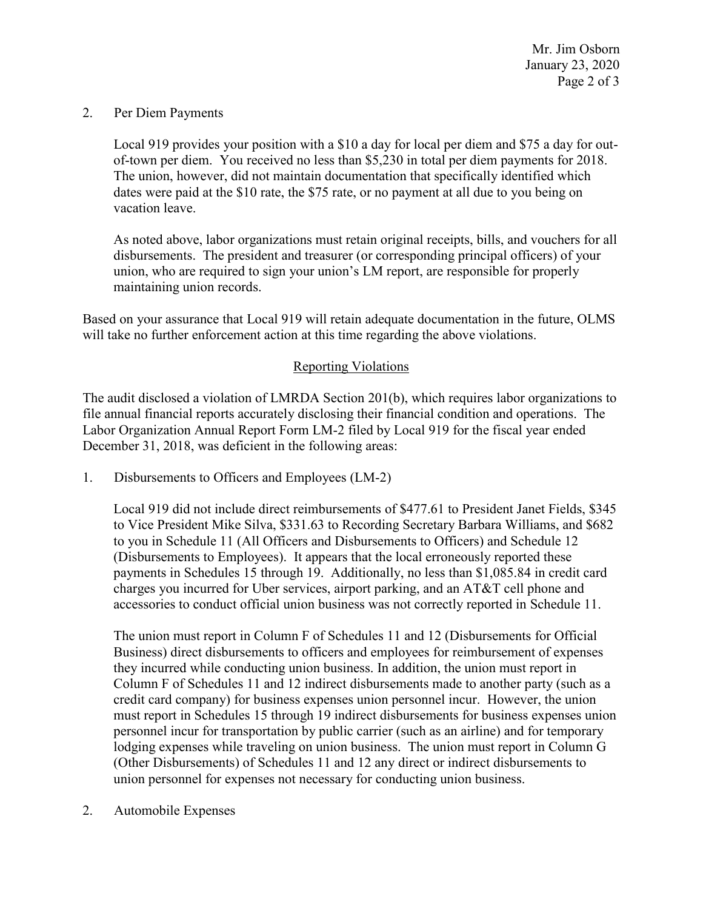2. Per Diem Payments

   Local 919 provides your position with a $10 a day for local per diem and $75 a day for out-of-town per diem. You received no less than $5,230 in total per diem payments for 2018. The union, however, did not maintain documentation that specifically identified which dates were paid at the $10 rate, the $75 rate, or no payment at all due to you being on vacation leave.

   As noted above, labor organizations must retain original receipts, bills, and vouchers for all disbursements. The president and treasurer (or corresponding principal officers) of your union, who are required to sign your union's LM report, are responsible for properly maintaining union records.

Based on your assurance that Local 919 will retain adequate documentation in the future, OLMS will take no further enforcement action at this time regarding the above violations.

## Reporting Violations

The audit disclosed a violation of LMRDA Section 201(b), which requires labor organizations to file annual financial reports accurately disclosing their financial condition and operations. The Labor Organization Annual Report Form LM-2 filed by Local 919 for the fiscal year ended December 31, 2018, was deficient in the following areas:

1. Disbursements to Officers and Employees (LM-2)

   Local 919 did not include direct reimbursements of $477.61 to President Janet Fields, $345 to Vice President Mike Silva, $331.63 to Recording Secretary Barbara Williams, and $682 to you in Schedule 11 (All Officers and Disbursements to Officers) and Schedule 12 (Disbursements to Employees). It appears that the local erroneously reported these payments in Schedules 15 through 19. Additionally, no less than $1,085.84 in credit card charges you incurred for Uber services, airport parking, and an AT&T cell phone and accessories to conduct official union business was not correctly reported in Schedule 11.

   The union must report in Column F of Schedules 11 and 12 (Disbursements for Official Business) direct disbursements to officers and employees for reimbursement of expenses they incurred while conducting union business. In addition, the union must report in Column F of Schedules 11 and 12 indirect disbursements made to another party (such as a credit card company) for business expenses union personnel incur. However, the union must report in Schedules 15 through 19 indirect disbursements for business expenses union personnel incur for transportation by public carrier (such as an airline) and for temporary lodging expenses while traveling on union business. The union must report in Column G (Other Disbursements) of Schedules 11 and 12 any direct or indirect disbursements to union personnel for expenses not necessary for conducting union business.

2. Automobile Expenses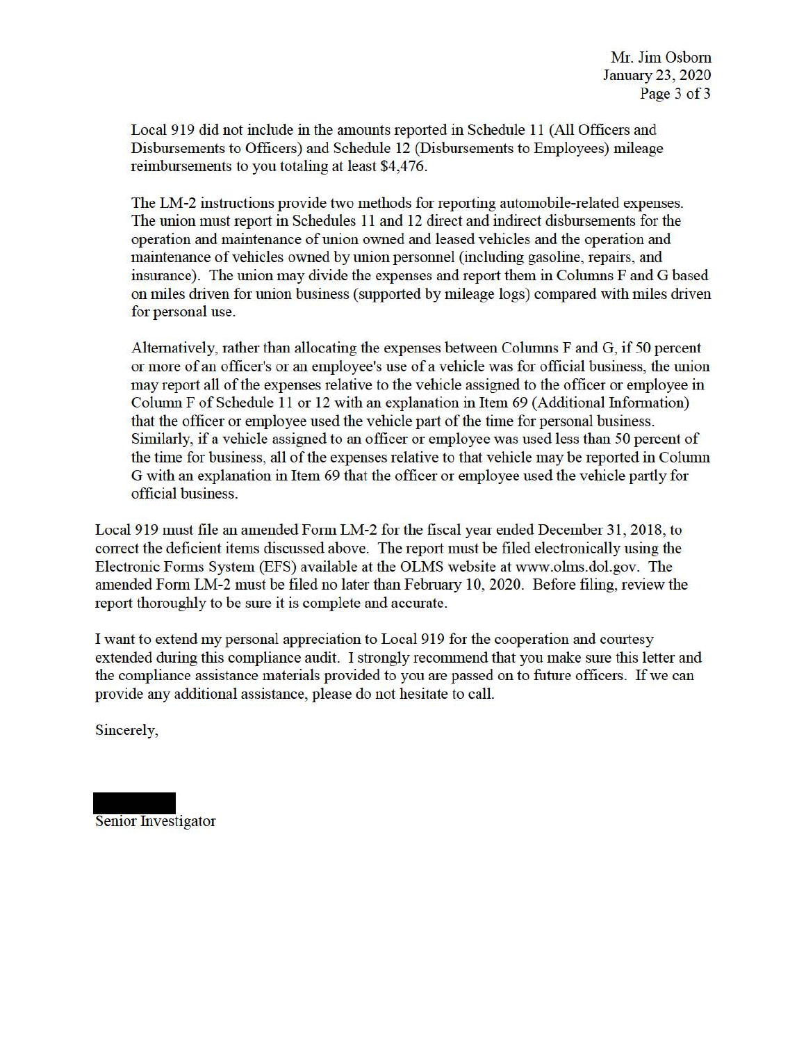Local 919 did not include in the amounts reported in Schedule 11 (All Officers and Disbursements to Officers) and Schedule 12 (Disbursements to Employees) mileage reimbursements to you totaling at least $4,476.

The LM-2 instructions provide two methods for reporting automobile-related expenses. The union must report in Schedules 11 and 12 direct and indirect disbursements for the operation and maintenance of union owned and leased vehicles and the operation and maintenance of vehicles owned by union personnel (including gasoline, repairs, and insurance). The union may divide the expenses and report them in Columns F and G based on miles driven for union business (supported by mileage logs) compared with miles driven for personal use.

Alternatively, rather than allocating the expenses between Columns F and G, if 50 percent or more of an officer's or an employee's use of a vehicle was for official business, the union may report all of the expenses relative to the vehicle assigned to the officer or employee in Column F of Schedule 11 or 12 with an explanation in Item 69 (Additional Information) that the officer or employee used the vehicle part of the time for personal business. Similarly, if a vehicle assigned to an officer or employee was used less than 50 percent of the time for business, all of the expenses relative to that vehicle may be reported in Column G with an explanation in Item 69 that the officer or employee used the vehicle partly for official business.

Local 919 must file an amended Form LM-2 for the fiscal year ended December 31, 2018, to correct the deficient items discussed above. The report must be filed electronically using the Electronic Forms System (EFS) available at the OLMS website at www.olms.dol.gov. The amended Form LM-2 must be filed no later than February 10, 2020. Before filing, review the report thoroughly to be sure it is complete and accurate.

I want to extend my personal appreciation to Local 919 for the cooperation and courtesy extended during this compliance audit. I strongly recommend that you make sure this letter and the compliance assistance materials provided to you are passed on to future officers. If we can provide any additional assistance, please do not hesitate to call.

Sincerely,

Senior Investigator